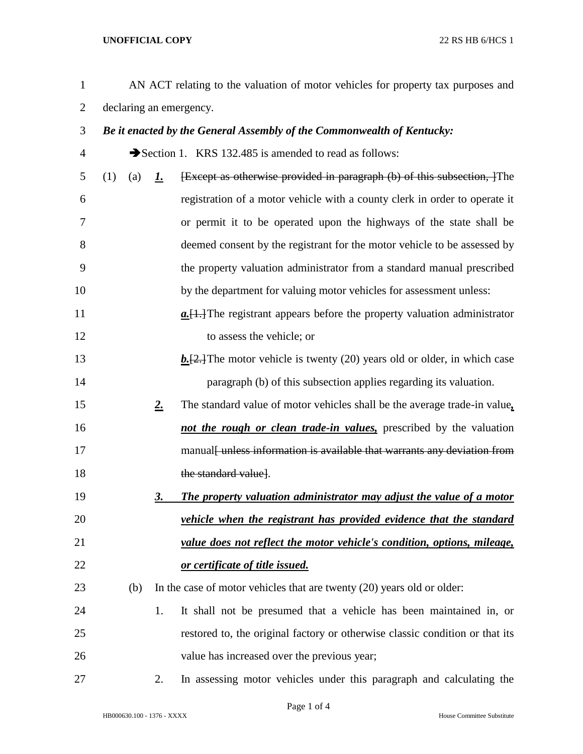AN ACT relating to the valuation of motor vehicles for property tax purposes and declaring an emergency.

***Be it enacted by the General Assembly of the Commonwealth of Kentucky:***

➔Section 1. KRS 132.485 is amended to read as follows:

(1) (a) ***1.*** [~~Except as otherwise provided in paragraph (b) of this subsection,~~ ]The registration of a motor vehicle with a county clerk in order to operate it or permit it to be operated upon the highways of the state shall be deemed consent by the registrant for the motor vehicle to be assessed by the property valuation administrator from a standard manual prescribed by the department for valuing motor vehicles for assessment unless:

***a.***[~~1.~~]The registrant appears before the property valuation administrator to assess the vehicle; or

***b.***[~~2.~~]The motor vehicle is twenty (20) years old or older, in which case paragraph (b) of this subsection applies regarding its valuation.

***2.*** The standard value of motor vehicles shall be the average trade-in value***, not the rough or clean trade-in values,*** prescribed by the valuation manual[~~ unless information is available that warrants any deviation from the standard value~~].

***3. The property valuation administrator may adjust the value of a motor vehicle when the registrant has provided evidence that the standard value does not reflect the motor vehicle's condition, options, mileage, or certificate of title issued.***

(b) In the case of motor vehicles that are twenty (20) years old or older:

1. It shall not be presumed that a vehicle has been maintained in, or restored to, the original factory or otherwise classic condition or that its value has increased over the previous year;

2. In assessing motor vehicles under this paragraph and calculating the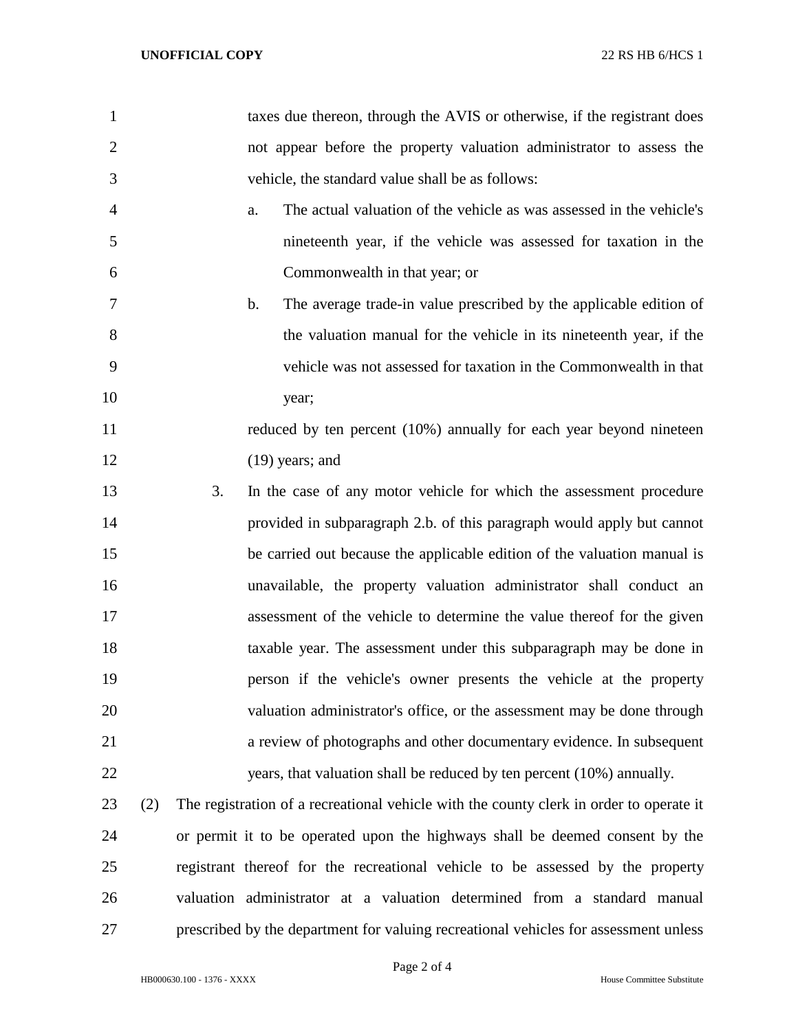taxes due thereon, through the AVIS or otherwise, if the registrant does not appear before the property valuation administrator to assess the vehicle, the standard value shall be as follows:

a. The actual valuation of the vehicle as was assessed in the vehicle's nineteenth year, if the vehicle was assessed for taxation in the Commonwealth in that year; or

b. The average trade-in value prescribed by the applicable edition of the valuation manual for the vehicle in its nineteenth year, if the vehicle was not assessed for taxation in the Commonwealth in that year;

reduced by ten percent (10%) annually for each year beyond nineteen (19) years; and

3. In the case of any motor vehicle for which the assessment procedure provided in subparagraph 2.b. of this paragraph would apply but cannot be carried out because the applicable edition of the valuation manual is unavailable, the property valuation administrator shall conduct an assessment of the vehicle to determine the value thereof for the given taxable year. The assessment under this subparagraph may be done in person if the vehicle's owner presents the vehicle at the property valuation administrator's office, or the assessment may be done through a review of photographs and other documentary evidence. In subsequent years, that valuation shall be reduced by ten percent (10%) annually.

(2) The registration of a recreational vehicle with the county clerk in order to operate it or permit it to be operated upon the highways shall be deemed consent by the registrant thereof for the recreational vehicle to be assessed by the property valuation administrator at a valuation determined from a standard manual prescribed by the department for valuing recreational vehicles for assessment unless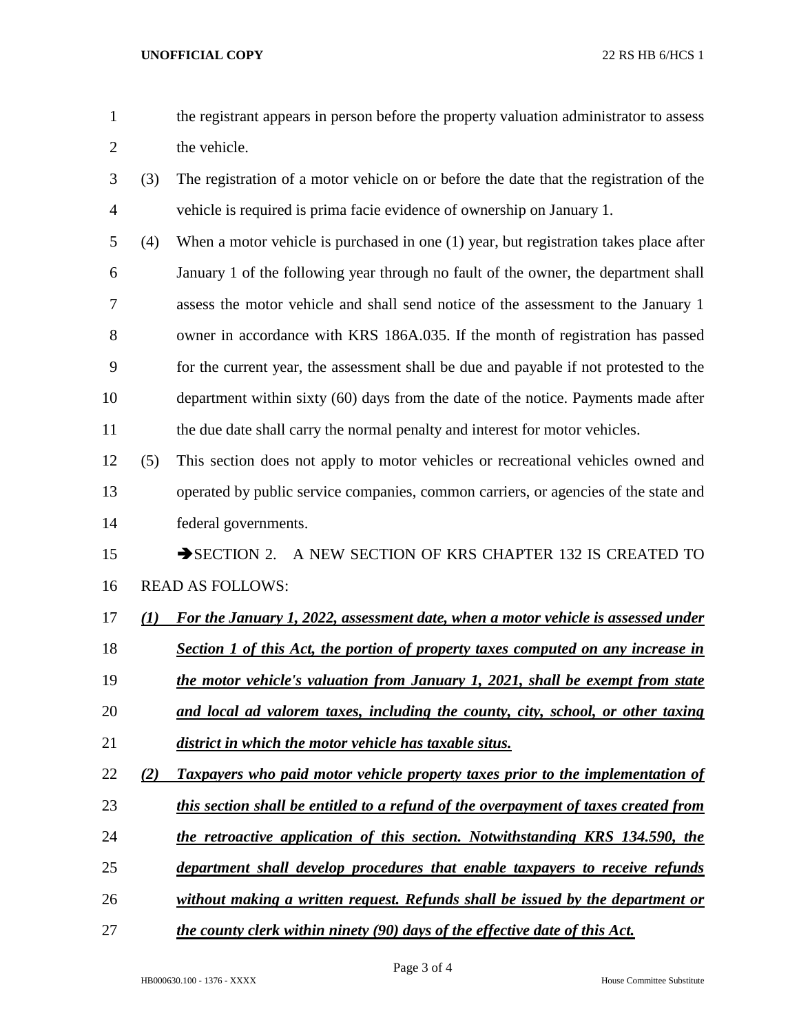the registrant appears in person before the property valuation administrator to assess the vehicle.

(3) The registration of a motor vehicle on or before the date that the registration of the vehicle is required is prima facie evidence of ownership on January 1.

(4) When a motor vehicle is purchased in one (1) year, but registration takes place after January 1 of the following year through no fault of the owner, the department shall assess the motor vehicle and shall send notice of the assessment to the January 1 owner in accordance with KRS 186A.035. If the month of registration has passed for the current year, the assessment shall be due and payable if not protested to the department within sixty (60) days from the date of the notice. Payments made after the due date shall carry the normal penalty and interest for motor vehicles.

(5) This section does not apply to motor vehicles or recreational vehicles owned and operated by public service companies, common carriers, or agencies of the state and federal governments.

➔SECTION 2. A NEW SECTION OF KRS CHAPTER 132 IS CREATED TO READ AS FOLLOWS:

***(1) For the January 1, 2022, assessment date, when a motor vehicle is assessed under Section 1 of this Act, the portion of property taxes computed on any increase in the motor vehicle's valuation from January 1, 2021, shall be exempt from state and local ad valorem taxes, including the county, city, school, or other taxing district in which the motor vehicle has taxable situs.***

***(2) Taxpayers who paid motor vehicle property taxes prior to the implementation of this section shall be entitled to a refund of the overpayment of taxes created from the retroactive application of this section. Notwithstanding KRS 134.590, the department shall develop procedures that enable taxpayers to receive refunds without making a written request. Refunds shall be issued by the department or the county clerk within ninety (90) days of the effective date of this Act.***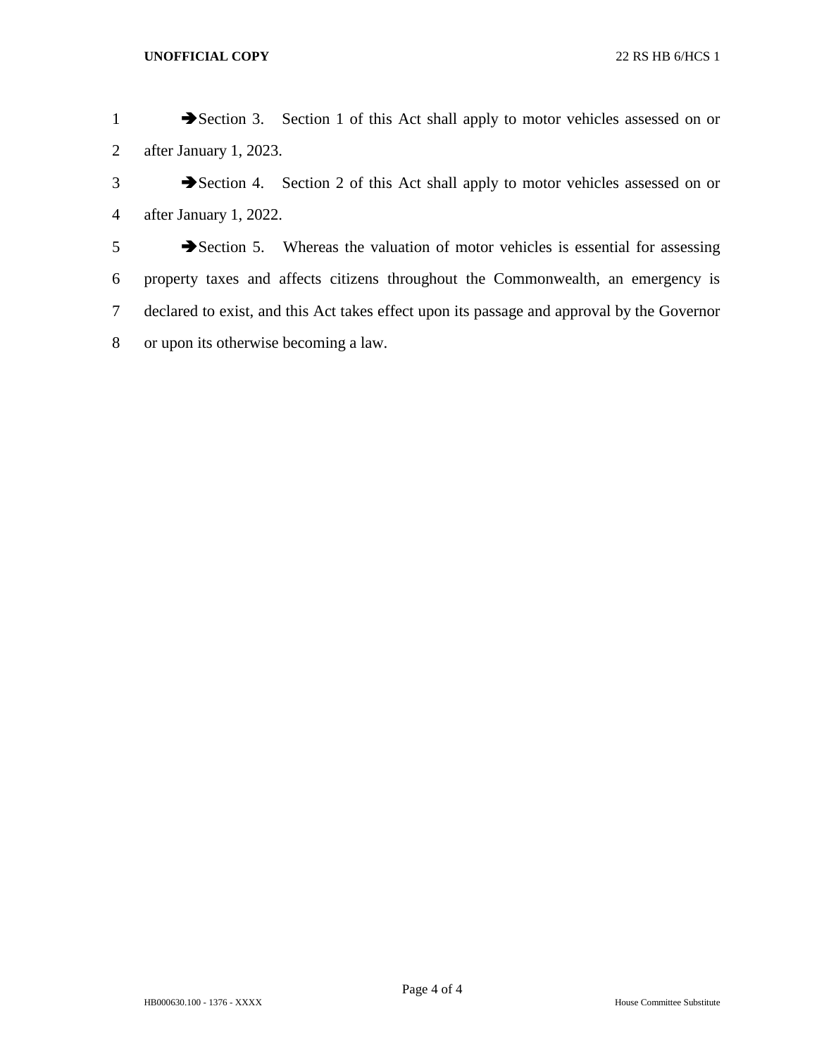➔Section 3. Section 1 of this Act shall apply to motor vehicles assessed on or after January 1, 2023.

➔Section 4. Section 2 of this Act shall apply to motor vehicles assessed on or after January 1, 2022.

➔Section 5. Whereas the valuation of motor vehicles is essential for assessing property taxes and affects citizens throughout the Commonwealth, an emergency is declared to exist, and this Act takes effect upon its passage and approval by the Governor or upon its otherwise becoming a law.